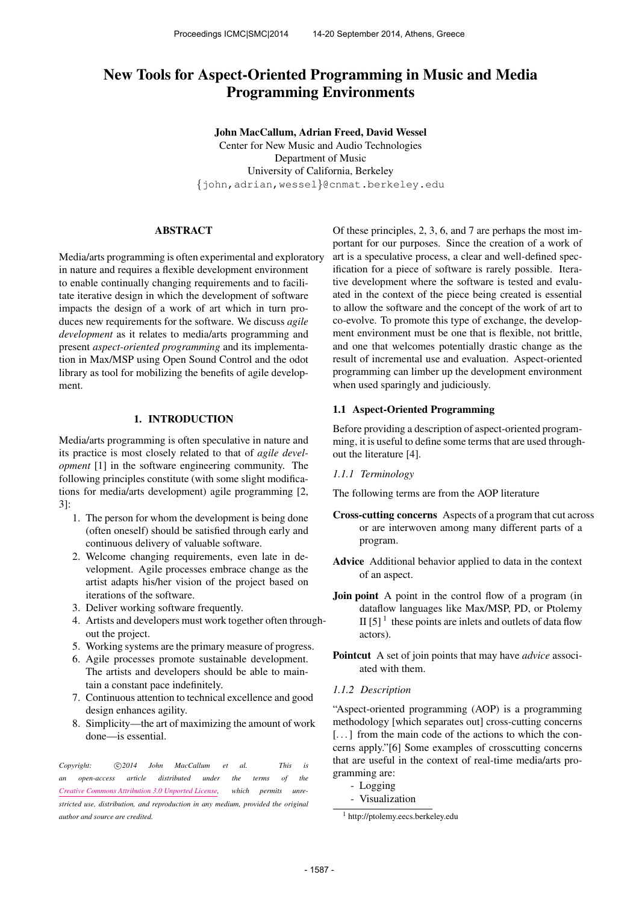# New Tools for Aspect-Oriented Programming in Music and Media Programming Environments

**John MacCallum, Adrian Freed, David Wessel**
Center for New Music and Audio Technologies
Department of Music
University of California, Berkeley
{john,adrian,wessel}@cnmat.berkeley.edu

## ABSTRACT

Media/arts programming is often experimental and exploratory in nature and requires a flexible development environment to enable continually changing requirements and to facilitate iterative design in which the development of software impacts the design of a work of art which in turn produces new requirements for the software. We discuss *agile development* as it relates to media/arts programming and present *aspect-oriented programming* and its implementation in Max/MSP using Open Sound Control and the odot library as tool for mobilizing the benefits of agile development.

## 1. INTRODUCTION

Media/arts programming is often speculative in nature and its practice is most closely related to that of *agile development* [1] in the software engineering community. The following principles constitute (with some slight modifications for media/arts development) agile programming [2, 3]:

1. The person for whom the development is being done (often oneself) should be satisfied through early and continuous delivery of valuable software.
2. Welcome changing requirements, even late in development. Agile processes embrace change as the artist adapts his/her vision of the project based on iterations of the software.
3. Deliver working software frequently.
4. Artists and developers must work together often throughout the project.
5. Working systems are the primary measure of progress.
6. Agile processes promote sustainable development. The artists and developers should be able to maintain a constant pace indefinitely.
7. Continuous attention to technical excellence and good design enhances agility.
8. Simplicity—the art of maximizing the amount of work done—is essential.

*Copyright: ©2014 John MacCallum et al. This is an open-access article distributed under the terms of the Creative Commons Attribution 3.0 Unported License, which permits unrestricted use, distribution, and reproduction in any medium, provided the original author and source are credited.*

Of these principles, 2, 3, 6, and 7 are perhaps the most important for our purposes. Since the creation of a work of art is a speculative process, a clear and well-defined specification for a piece of software is rarely possible. Iterative development where the software is tested and evaluated in the context of the piece being created is essential to allow the software and the concept of the work of art to co-evolve. To promote this type of exchange, the development environment must be one that is flexible, not brittle, and one that welcomes potentially drastic change as the result of incremental use and evaluation. Aspect-oriented programming can limber up the development environment when used sparingly and judiciously.

### 1.1 Aspect-Oriented Programming

Before providing a description of aspect-oriented programming, it is useful to define some terms that are used throughout the literature [4].

#### 1.1.1 Terminology

The following terms are from the AOP literature

**Cross-cutting concerns** Aspects of a program that cut across or are interwoven among many different parts of a program.

**Advice** Additional behavior applied to data in the context of an aspect.

**Join point** A point in the control flow of a program (in dataflow languages like Max/MSP, PD, or Ptolemy II [5] [1] these points are inlets and outlets of data flow actors).

**Pointcut** A set of join points that may have *advice* associated with them.

#### 1.1.2 Description

"Aspect-oriented programming (AOP) is a programming methodology [which separates out] cross-cutting concerns [...] from the main code of the actions to which the concerns apply."[6] Some examples of crosscutting concerns that are useful in the context of real-time media/arts programming are:

- Logging
- Visualization

[1] http://ptolemy.eecs.berkeley.edu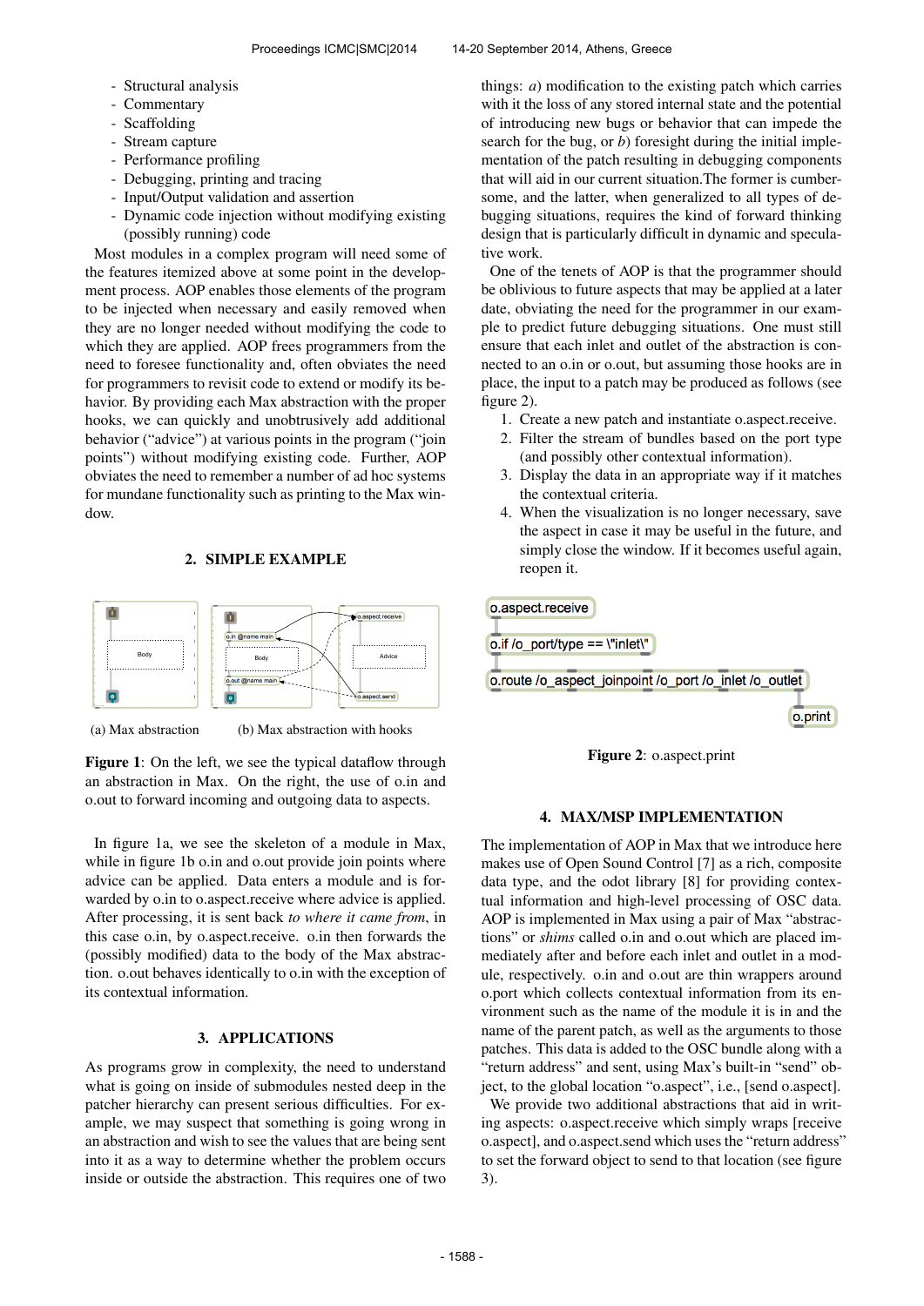- Structural analysis
- Commentary
- Scaffolding
- Stream capture
- Performance profiling
- Debugging, printing and tracing
- Input/Output validation and assertion
- Dynamic code injection without modifying existing (possibly running) code

Most modules in a complex program will need some of the features itemized above at some point in the development process. AOP enables those elements of the program to be injected when necessary and easily removed when they are no longer needed without modifying the code to which they are applied. AOP frees programmers from the need to foresee functionality and, often obviates the need for programmers to revisit code to extend or modify its behavior. By providing each Max abstraction with the proper hooks, we can quickly and unobtrusively add additional behavior ("advice") at various points in the program ("join points") without modifying existing code. Further, AOP obviates the need to remember a number of ad hoc systems for mundane functionality such as printing to the Max window.

## 2. SIMPLE EXAMPLE

(a) Max abstraction (b) Max abstraction with hooks

**Figure 1**: On the left, we see the typical dataflow through an abstraction in Max. On the right, the use of o.in and o.out to forward incoming and outgoing data to aspects.

In figure 1a, we see the skeleton of a module in Max, while in figure 1b o.in and o.out provide join points where advice can be applied. Data enters a module and is forwarded by o.in to o.aspect.receive where advice is applied. After processing, it is sent back *to where it came from*, in this case o.in, by o.aspect.receive. o.in then forwards the (possibly modified) data to the body of the Max abstraction. o.out behaves identically to o.in with the exception of its contextual information.

## 3. APPLICATIONS

As programs grow in complexity, the need to understand what is going on inside of submodules nested deep in the patcher hierarchy can present serious difficulties. For example, we may suspect that something is going wrong in an abstraction and wish to see the values that are being sent into it as a way to determine whether the problem occurs inside or outside the abstraction. This requires one of two things: *a*) modification to the existing patch which carries with it the loss of any stored internal state and the potential of introducing new bugs or behavior that can impede the search for the bug, or *b*) foresight during the initial implementation of the patch resulting in debugging components that will aid in our current situation.The former is cumbersome, and the latter, when generalized to all types of debugging situations, requires the kind of forward thinking design that is particularly difficult in dynamic and speculative work.

One of the tenets of AOP is that the programmer should be oblivious to future aspects that may be applied at a later date, obviating the need for the programmer in our example to predict future debugging situations. One must still ensure that each inlet and outlet of the abstraction is connected to an o.in or o.out, but assuming those hooks are in place, the input to a patch may be produced as follows (see figure 2).

1. Create a new patch and instantiate o.aspect.receive.
2. Filter the stream of bundles based on the port type (and possibly other contextual information).
3. Display the data in an appropriate way if it matches the contextual criteria.
4. When the visualization is no longer necessary, save the aspect in case it may be useful in the future, and simply close the window. If it becomes useful again, reopen it.

**Figure 2**: o.aspect.print

## 4. MAX/MSP IMPLEMENTATION

The implementation of AOP in Max that we introduce here makes use of Open Sound Control [7] as a rich, composite data type, and the odot library [8] for providing contextual information and high-level processing of OSC data. AOP is implemented in Max using a pair of Max "abstractions" or *shims* called o.in and o.out which are placed immediately after and before each inlet and outlet in a module, respectively. o.in and o.out are thin wrappers around o.port which collects contextual information from its environment such as the name of the module it is in and the name of the parent patch, as well as the arguments to those patches. This data is added to the OSC bundle along with a "return address" and sent, using Max's built-in "send" object, to the global location "o.aspect", i.e., [send o.aspect].

We provide two additional abstractions that aid in writing aspects: o.aspect.receive which simply wraps [receive o.aspect], and o.aspect.send which uses the "return address" to set the forward object to send to that location (see figure 3).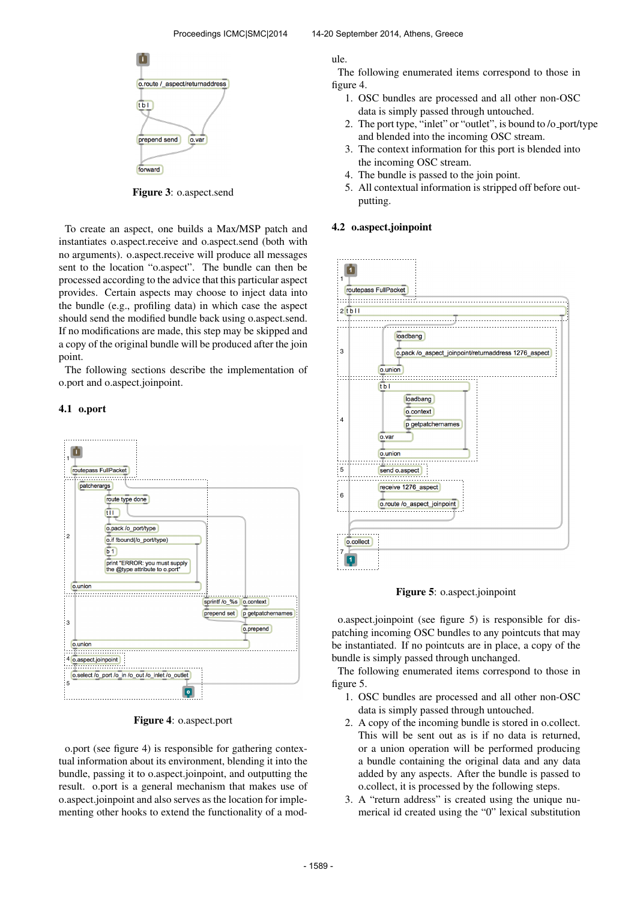Figure 3: o.aspect.send

To create an aspect, one builds a Max/MSP patch and instantiates o.aspect.receive and o.aspect.send (both with no arguments). o.aspect.receive will produce all messages sent to the location “o.aspect”. The bundle can then be processed according to the advice that this particular aspect provides. Certain aspects may choose to inject data into the bundle (e.g., profiling data) in which case the aspect should send the modified bundle back using o.aspect.send. If no modifications are made, this step may be skipped and a copy of the original bundle will be produced after the join point.

The following sections describe the implementation of o.port and o.aspect.joinpoint.

### 4.1 o.port

Figure 4: o.aspect.port

o.port (see figure 4) is responsible for gathering contextual information about its environment, blending it into the bundle, passing it to o.aspect.joinpoint, and outputting the result. o.port is a general mechanism that makes use of o.aspect.joinpoint and also serves as the location for implementing other hooks to extend the functionality of a module.

The following enumerated items correspond to those in figure 4.

1. OSC bundles are processed and all other non-OSC data is simply passed through untouched.
2. The port type, “inlet” or “outlet”, is bound to /o_port/type and blended into the incoming OSC stream.
3. The context information for this port is blended into the incoming OSC stream.
4. The bundle is passed to the join point.
5. All contextual information is stripped off before outputting.

### 4.2 o.aspect.joinpoint

Figure 5: o.aspect.joinpoint

o.aspect.joinpoint (see figure 5) is responsible for dispatching incoming OSC bundles to any pointcuts that may be instantiated. If no pointcuts are in place, a copy of the bundle is simply passed through unchanged.

The following enumerated items correspond to those in figure 5.

1. OSC bundles are processed and all other non-OSC data is simply passed through untouched.
2. A copy of the incoming bundle is stored in o.collect. This will be sent out as is if no data is returned, or a union operation will be performed producing a bundle containing the original data and any data added by any aspects. After the bundle is passed to o.collect, it is processed by the following steps.
3. A “return address” is created using the unique numerical id created using the “0” lexical substitution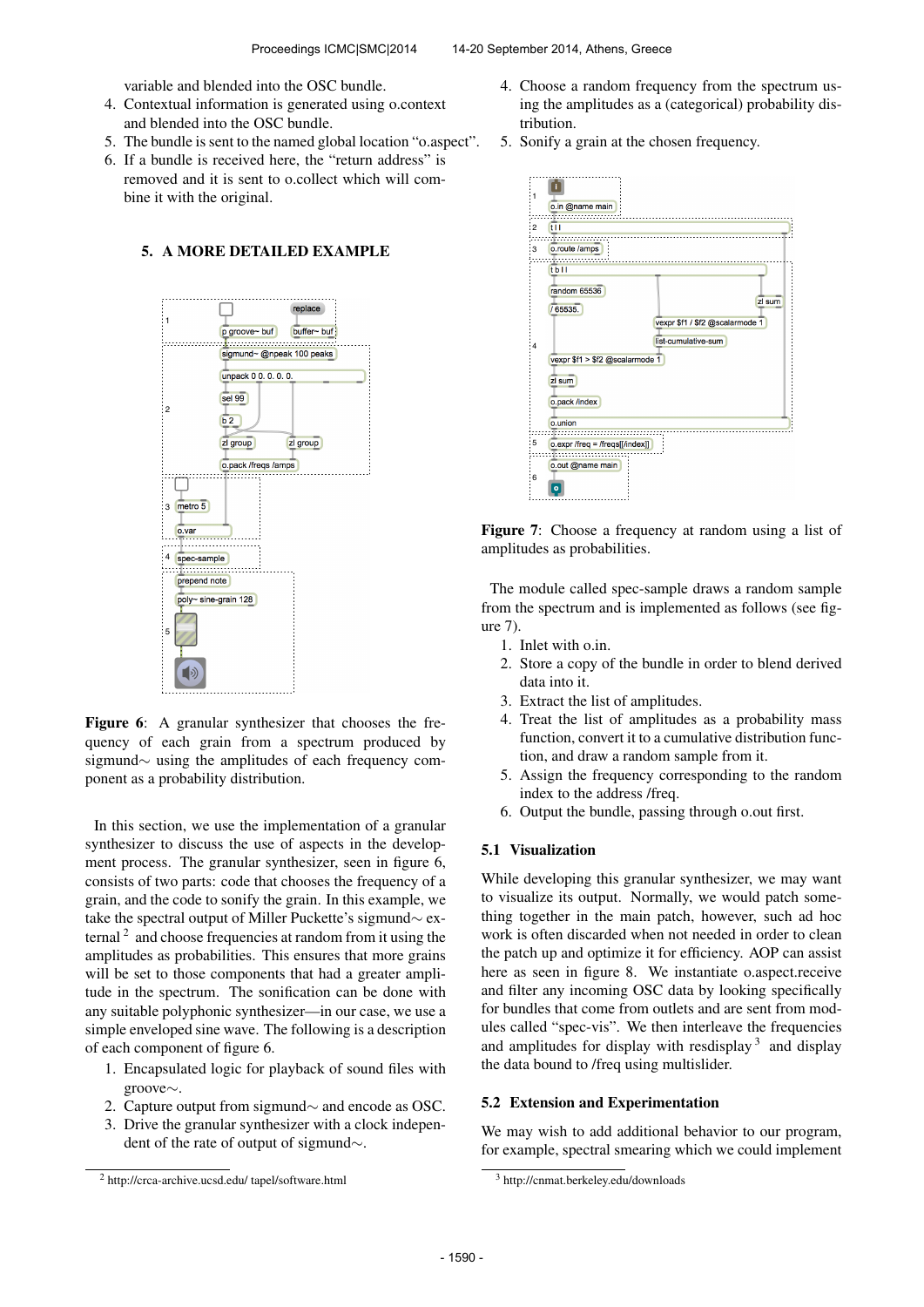variable and blended into the OSC bundle.

4. Contextual information is generated using o.context and blended into the OSC bundle.
5. The bundle is sent to the named global location "o.aspect".
6. If a bundle is received here, the "return address" is removed and it is sent to o.collect which will combine it with the original.

## 5. A MORE DETAILED EXAMPLE

**Figure 6**: A granular synthesizer that chooses the frequency of each grain from a spectrum produced by sigmund∼ using the amplitudes of each frequency component as a probability distribution.

In this section, we use the implementation of a granular synthesizer to discuss the use of aspects in the development process. The granular synthesizer, seen in figure 6, consists of two parts: code that chooses the frequency of a grain, and the code to sonify the grain. In this example, we take the spectral output of Miller Puckette's sigmund∼ external [2] and choose frequencies at random from it using the amplitudes as probabilities. This ensures that more grains will be set to those components that had a greater amplitude in the spectrum. The sonification can be done with any suitable polyphonic synthesizer—in our case, we use a simple enveloped sine wave. The following is a description of each component of figure 6.

1. Encapsulated logic for playback of sound files with groove∼.
2. Capture output from sigmund∼ and encode as OSC.
3. Drive the granular synthesizer with a clock independent of the rate of output of sigmund∼.
4. Choose a random frequency from the spectrum using the amplitudes as a (categorical) probability distribution.
5. Sonify a grain at the chosen frequency.

**Figure 7**: Choose a frequency at random using a list of amplitudes as probabilities.

The module called spec-sample draws a random sample from the spectrum and is implemented as follows (see figure 7).

1. Inlet with o.in.
2. Store a copy of the bundle in order to blend derived data into it.
3. Extract the list of amplitudes.
4. Treat the list of amplitudes as a probability mass function, convert it to a cumulative distribution function, and draw a random sample from it.
5. Assign the frequency corresponding to the random index to the address /freq.
6. Output the bundle, passing through o.out first.

### 5.1 Visualization

While developing this granular synthesizer, we may want to visualize its output. Normally, we would patch something together in the main patch, however, such ad hoc work is often discarded when not needed in order to clean the patch up and optimize it for efficiency. AOP can assist here as seen in figure 8. We instantiate o.aspect.receive and filter any incoming OSC data by looking specifically for bundles that come from outlets and are sent from modules called "spec-vis". We then interleave the frequencies and amplitudes for display with resdisplay [3] and display the data bound to /freq using multislider.

### 5.2 Extension and Experimentation

We may wish to add additional behavior to our program, for example, spectral smearing which we could implement

[2] http://crca-archive.ucsd.edu/ tapel/software.html

[3] http://cnmat.berkeley.edu/downloads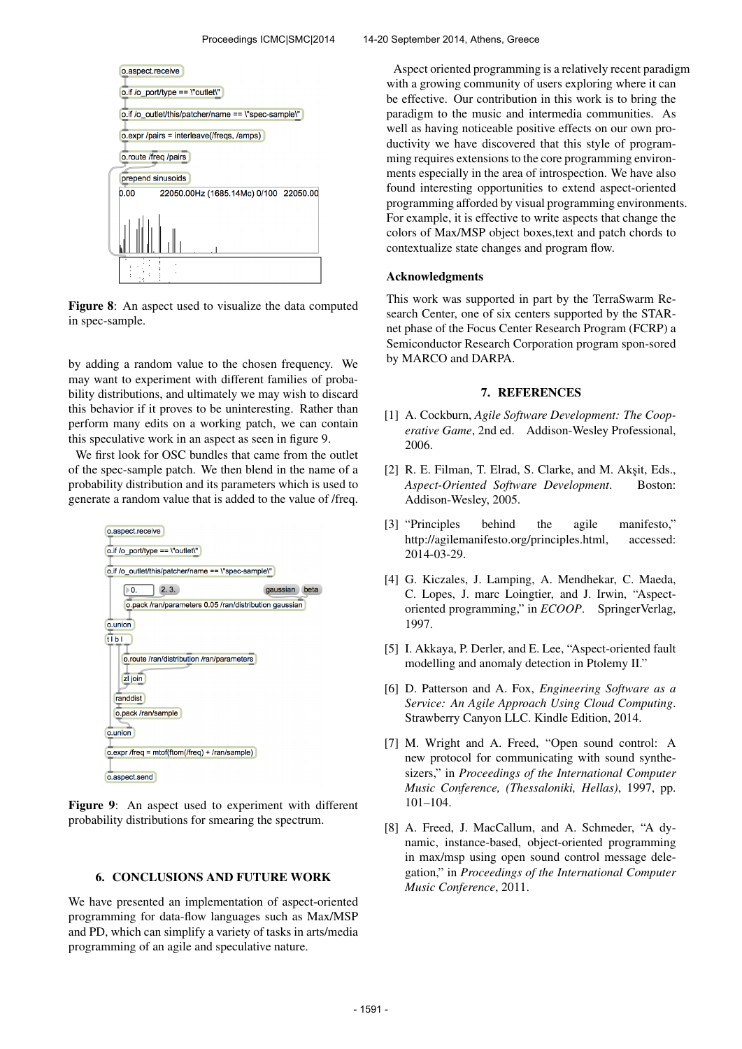**Figure 8**: An aspect used to visualize the data computed in spec-sample.

by adding a random value to the chosen frequency. We may want to experiment with different families of probability distributions, and ultimately we may wish to discard this behavior if it proves to be uninteresting. Rather than perform many edits on a working patch, we can contain this speculative work in an aspect as seen in figure 9.

We first look for OSC bundles that came from the outlet of the spec-sample patch. We then blend in the name of a probability distribution and its parameters which is used to generate a random value that is added to the value of /freq.

**Figure 9**: An aspect used to experiment with different probability distributions for smearing the spectrum.

## 6. CONCLUSIONS AND FUTURE WORK

We have presented an implementation of aspect-oriented programming for data-flow languages such as Max/MSP and PD, which can simplify a variety of tasks in arts/media programming of an agile and speculative nature.

Aspect oriented programming is a relatively recent paradigm with a growing community of users exploring where it can be effective. Our contribution in this work is to bring the paradigm to the music and intermedia communities. As well as having noticeable positive effects on our own productivity we have discovered that this style of programming requires extensions to the core programming environments especially in the area of introspection. We have also found interesting opportunities to extend aspect-oriented programming afforded by visual programming environments. For example, it is effective to write aspects that change the colors of Max/MSP object boxes,text and patch chords to contextualize state changes and program flow.

### Acknowledgments

This work was supported in part by the TerraSwarm Research Center, one of six centers supported by the STARnet phase of the Focus Center Research Program (FCRP) a Semiconductor Research Corporation program spon-sored by MARCO and DARPA.

## 7. REFERENCES

[1] A. Cockburn, *Agile Software Development: The Cooperative Game*, 2nd ed. Addison-Wesley Professional, 2006.

[2] R. E. Filman, T. Elrad, S. Clarke, and M. Akşit, Eds., *Aspect-Oriented Software Development*. Boston: Addison-Wesley, 2005.

[3] "Principles behind the agile manifesto," http://agilemanifesto.org/principles.html, accessed: 2014-03-29.

[4] G. Kiczales, J. Lamping, A. Mendhekar, C. Maeda, C. Lopes, J. marc Loingtier, and J. Irwin, "Aspect-oriented programming," in *ECOOP*. SpringerVerlag, 1997.

[5] I. Akkaya, P. Derler, and E. Lee, "Aspect-oriented fault modelling and anomaly detection in Ptolemy II."

[6] D. Patterson and A. Fox, *Engineering Software as a Service: An Agile Approach Using Cloud Computing*. Strawberry Canyon LLC. Kindle Edition, 2014.

[7] M. Wright and A. Freed, "Open sound control: A new protocol for communicating with sound synthesizers," in *Proceedings of the International Computer Music Conference, (Thessaloniki, Hellas)*, 1997, pp. 101–104.

[8] A. Freed, J. MacCallum, and A. Schmeder, "A dynamic, instance-based, object-oriented programming in max/msp using open sound control message delegation," in *Proceedings of the International Computer Music Conference*, 2011.